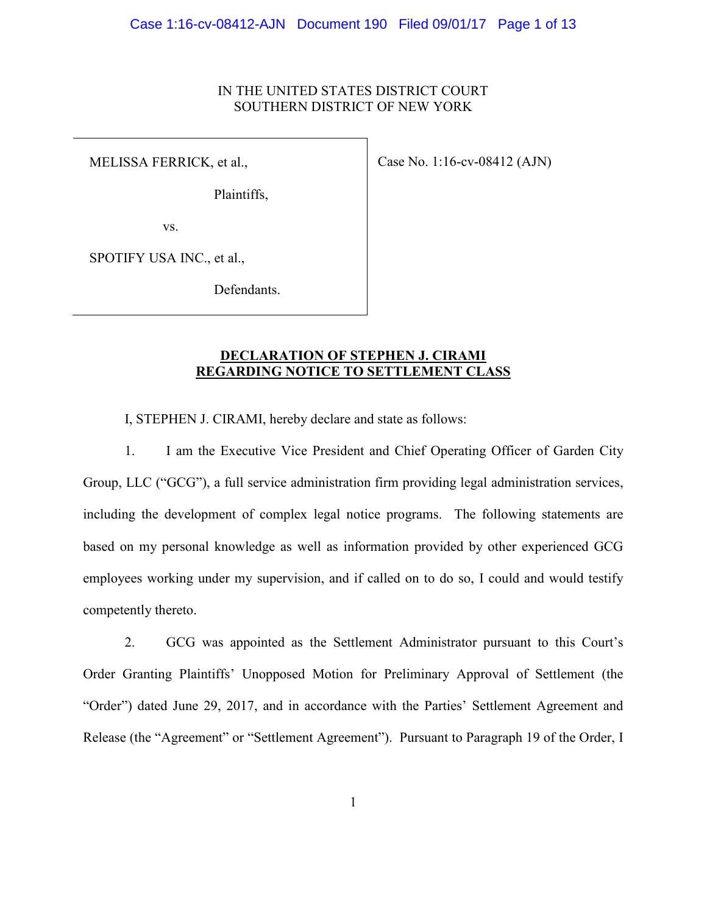IN THE UNITED STATES DISTRICT COURT
SOUTHERN DISTRICT OF NEW YORK

| | |
|---|---|
| MELISSA FERRICK, et al.,<br><br>Plaintiffs,<br><br>vs.<br><br>SPOTIFY USA INC., et al.,<br><br>Defendants. | Case No. 1:16-cv-08412 (AJN) |

**DECLARATION OF STEPHEN J. CIRAMI REGARDING NOTICE TO SETTLEMENT CLASS**

I, STEPHEN J. CIRAMI, hereby declare and state as follows:

1. I am the Executive Vice President and Chief Operating Officer of Garden City Group, LLC ("GCG"), a full service administration firm providing legal administration services, including the development of complex legal notice programs. The following statements are based on my personal knowledge as well as information provided by other experienced GCG employees working under my supervision, and if called on to do so, I could and would testify competently thereto.

2. GCG was appointed as the Settlement Administrator pursuant to this Court's Order Granting Plaintiffs' Unopposed Motion for Preliminary Approval of Settlement (the "Order") dated June 29, 2017, and in accordance with the Parties' Settlement Agreement and Release (the "Agreement" or "Settlement Agreement"). Pursuant to Paragraph 19 of the Order, I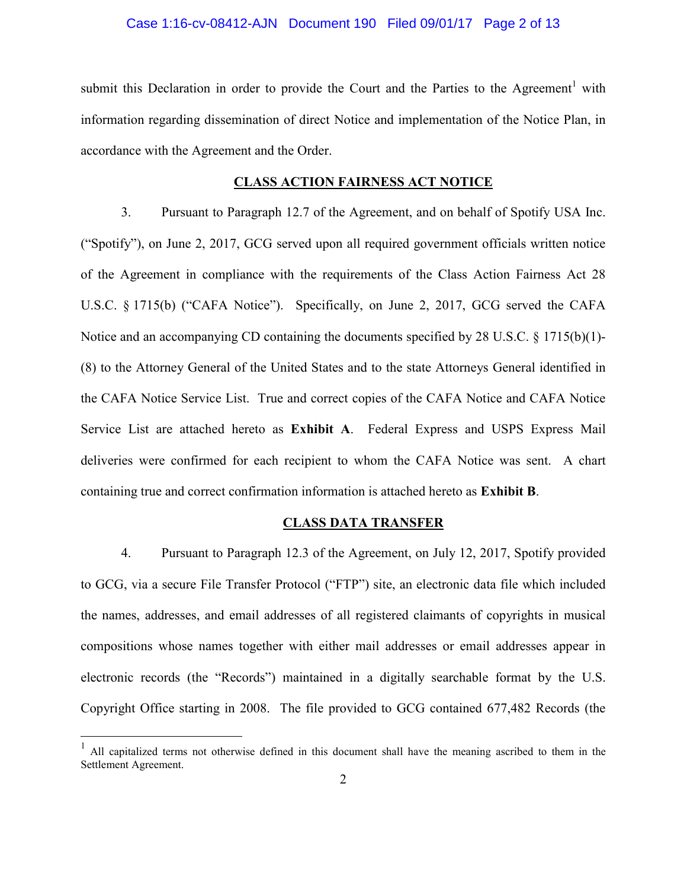submit this Declaration in order to provide the Court and the Parties to the Agreement[1] with information regarding dissemination of direct Notice and implementation of the Notice Plan, in accordance with the Agreement and the Order.

## CLASS ACTION FAIRNESS ACT NOTICE

3. Pursuant to Paragraph 12.7 of the Agreement, and on behalf of Spotify USA Inc. ("Spotify"), on June 2, 2017, GCG served upon all required government officials written notice of the Agreement in compliance with the requirements of the Class Action Fairness Act 28 U.S.C. § 1715(b) ("CAFA Notice"). Specifically, on June 2, 2017, GCG served the CAFA Notice and an accompanying CD containing the documents specified by 28 U.S.C. § 1715(b)(1)-(8) to the Attorney General of the United States and to the state Attorneys General identified in the CAFA Notice Service List. True and correct copies of the CAFA Notice and CAFA Notice Service List are attached hereto as **Exhibit A**. Federal Express and USPS Express Mail deliveries were confirmed for each recipient to whom the CAFA Notice was sent. A chart containing true and correct confirmation information is attached hereto as **Exhibit B**.

## CLASS DATA TRANSFER

4. Pursuant to Paragraph 12.3 of the Agreement, on July 12, 2017, Spotify provided to GCG, via a secure File Transfer Protocol ("FTP") site, an electronic data file which included the names, addresses, and email addresses of all registered claimants of copyrights in musical compositions whose names together with either mail addresses or email addresses appear in electronic records (the "Records") maintained in a digitally searchable format by the U.S. Copyright Office starting in 2008. The file provided to GCG contained 677,482 Records (the

---

[1] All capitalized terms not otherwise defined in this document shall have the meaning ascribed to them in the Settlement Agreement.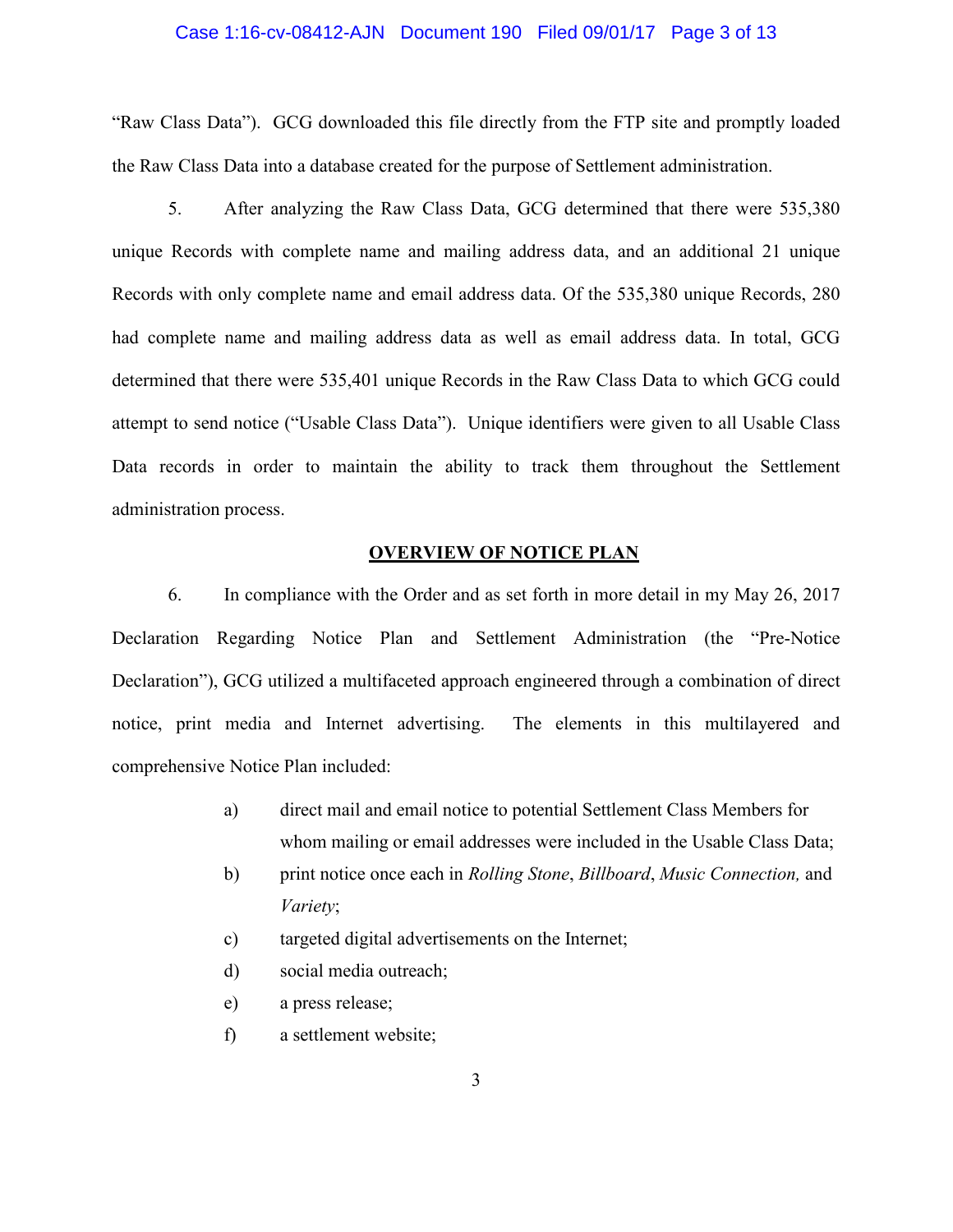"Raw Class Data"). GCG downloaded this file directly from the FTP site and promptly loaded the Raw Class Data into a database created for the purpose of Settlement administration.

5. After analyzing the Raw Class Data, GCG determined that there were 535,380 unique Records with complete name and mailing address data, and an additional 21 unique Records with only complete name and email address data. Of the 535,380 unique Records, 280 had complete name and mailing address data as well as email address data. In total, GCG determined that there were 535,401 unique Records in the Raw Class Data to which GCG could attempt to send notice ("Usable Class Data"). Unique identifiers were given to all Usable Class Data records in order to maintain the ability to track them throughout the Settlement administration process.

## OVERVIEW OF NOTICE PLAN

6. In compliance with the Order and as set forth in more detail in my May 26, 2017 Declaration Regarding Notice Plan and Settlement Administration (the "Pre-Notice Declaration"), GCG utilized a multifaceted approach engineered through a combination of direct notice, print media and Internet advertising. The elements in this multilayered and comprehensive Notice Plan included:

a) direct mail and email notice to potential Settlement Class Members for whom mailing or email addresses were included in the Usable Class Data;

b) print notice once each in *Rolling Stone*, *Billboard*, *Music Connection,* and *Variety*;

c) targeted digital advertisements on the Internet;

d) social media outreach;

e) a press release;

f) a settlement website;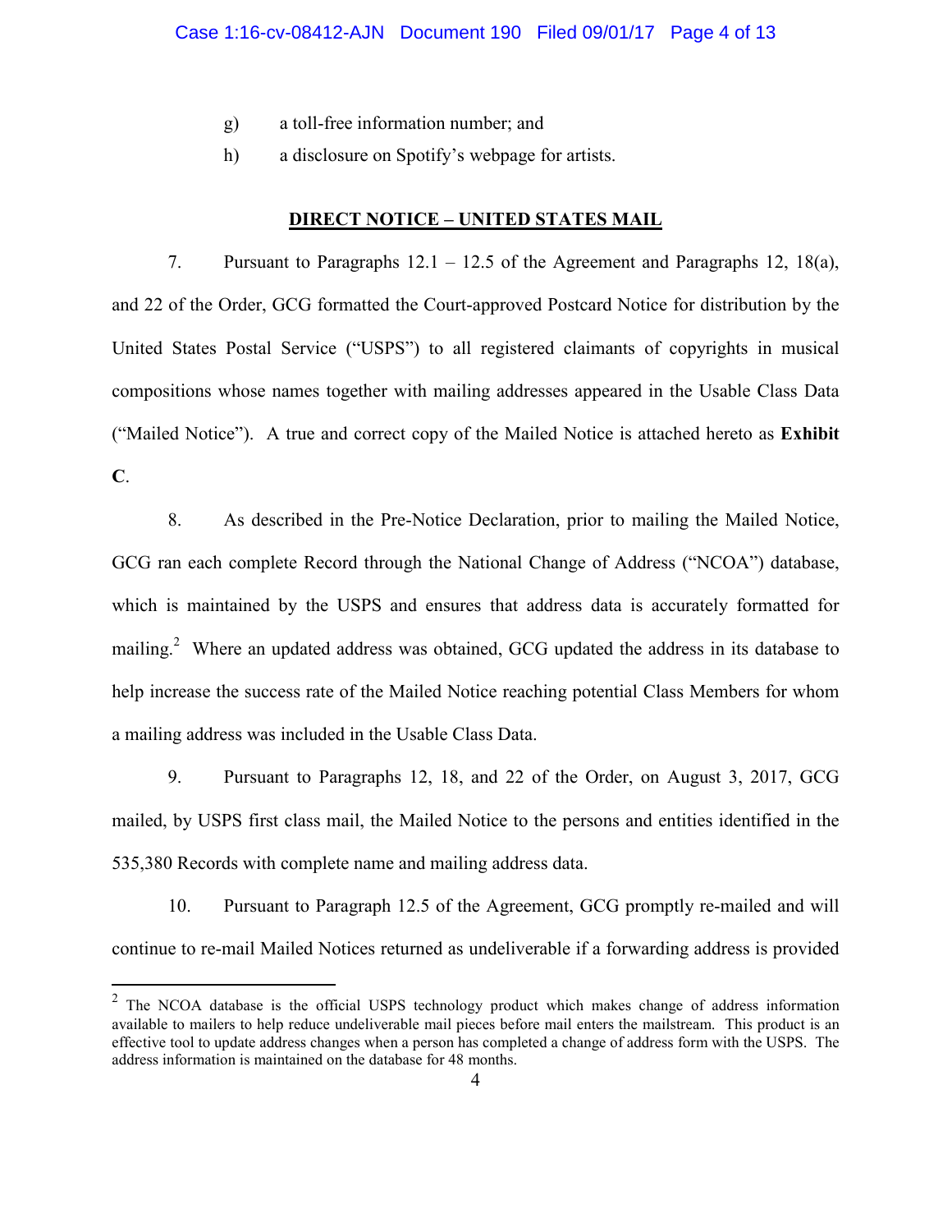g) a toll-free information number; and

h) a disclosure on Spotify's webpage for artists.

## DIRECT NOTICE – UNITED STATES MAIL

7. Pursuant to Paragraphs 12.1 – 12.5 of the Agreement and Paragraphs 12, 18(a), and 22 of the Order, GCG formatted the Court-approved Postcard Notice for distribution by the United States Postal Service ("USPS") to all registered claimants of copyrights in musical compositions whose names together with mailing addresses appeared in the Usable Class Data ("Mailed Notice"). A true and correct copy of the Mailed Notice is attached hereto as **Exhibit C**.

8. As described in the Pre-Notice Declaration, prior to mailing the Mailed Notice, GCG ran each complete Record through the National Change of Address ("NCOA") database, which is maintained by the USPS and ensures that address data is accurately formatted for mailing.[2] Where an updated address was obtained, GCG updated the address in its database to help increase the success rate of the Mailed Notice reaching potential Class Members for whom a mailing address was included in the Usable Class Data.

9. Pursuant to Paragraphs 12, 18, and 22 of the Order, on August 3, 2017, GCG mailed, by USPS first class mail, the Mailed Notice to the persons and entities identified in the 535,380 Records with complete name and mailing address data.

10. Pursuant to Paragraph 12.5 of the Agreement, GCG promptly re-mailed and will continue to re-mail Mailed Notices returned as undeliverable if a forwarding address is provided

---

[2] The NCOA database is the official USPS technology product which makes change of address information available to mailers to help reduce undeliverable mail pieces before mail enters the mailstream. This product is an effective tool to update address changes when a person has completed a change of address form with the USPS. The address information is maintained on the database for 48 months.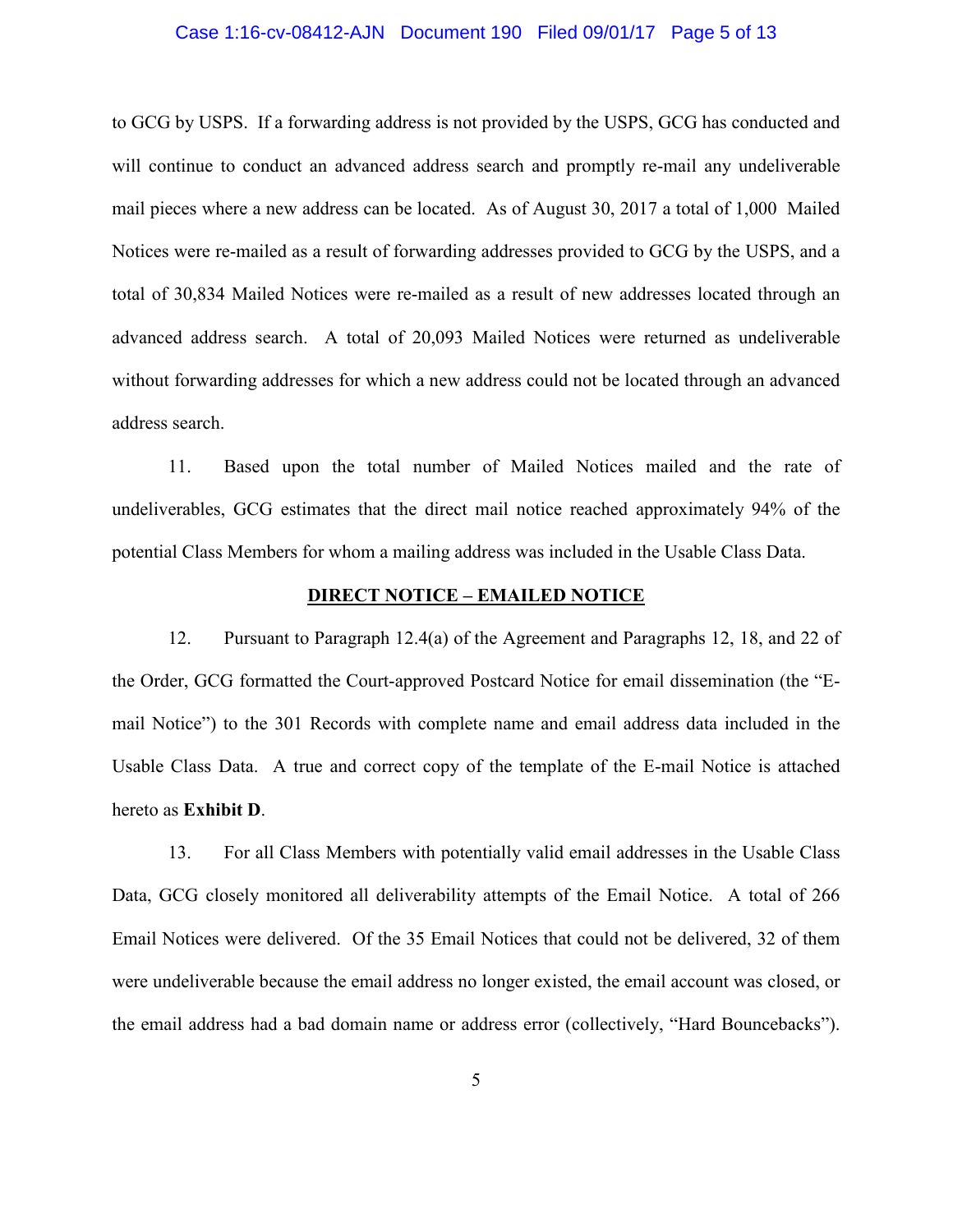to GCG by USPS. If a forwarding address is not provided by the USPS, GCG has conducted and will continue to conduct an advanced address search and promptly re-mail any undeliverable mail pieces where a new address can be located. As of August 30, 2017 a total of 1,000 Mailed Notices were re-mailed as a result of forwarding addresses provided to GCG by the USPS, and a total of 30,834 Mailed Notices were re-mailed as a result of new addresses located through an advanced address search. A total of 20,093 Mailed Notices were returned as undeliverable without forwarding addresses for which a new address could not be located through an advanced address search.

11. Based upon the total number of Mailed Notices mailed and the rate of undeliverables, GCG estimates that the direct mail notice reached approximately 94% of the potential Class Members for whom a mailing address was included in the Usable Class Data.

## DIRECT NOTICE – EMAILED NOTICE

12. Pursuant to Paragraph 12.4(a) of the Agreement and Paragraphs 12, 18, and 22 of the Order, GCG formatted the Court-approved Postcard Notice for email dissemination (the "E-mail Notice") to the 301 Records with complete name and email address data included in the Usable Class Data. A true and correct copy of the template of the E-mail Notice is attached hereto as **Exhibit D**.

13. For all Class Members with potentially valid email addresses in the Usable Class Data, GCG closely monitored all deliverability attempts of the Email Notice. A total of 266 Email Notices were delivered. Of the 35 Email Notices that could not be delivered, 32 of them were undeliverable because the email address no longer existed, the email account was closed, or the email address had a bad domain name or address error (collectively, "Hard Bouncebacks").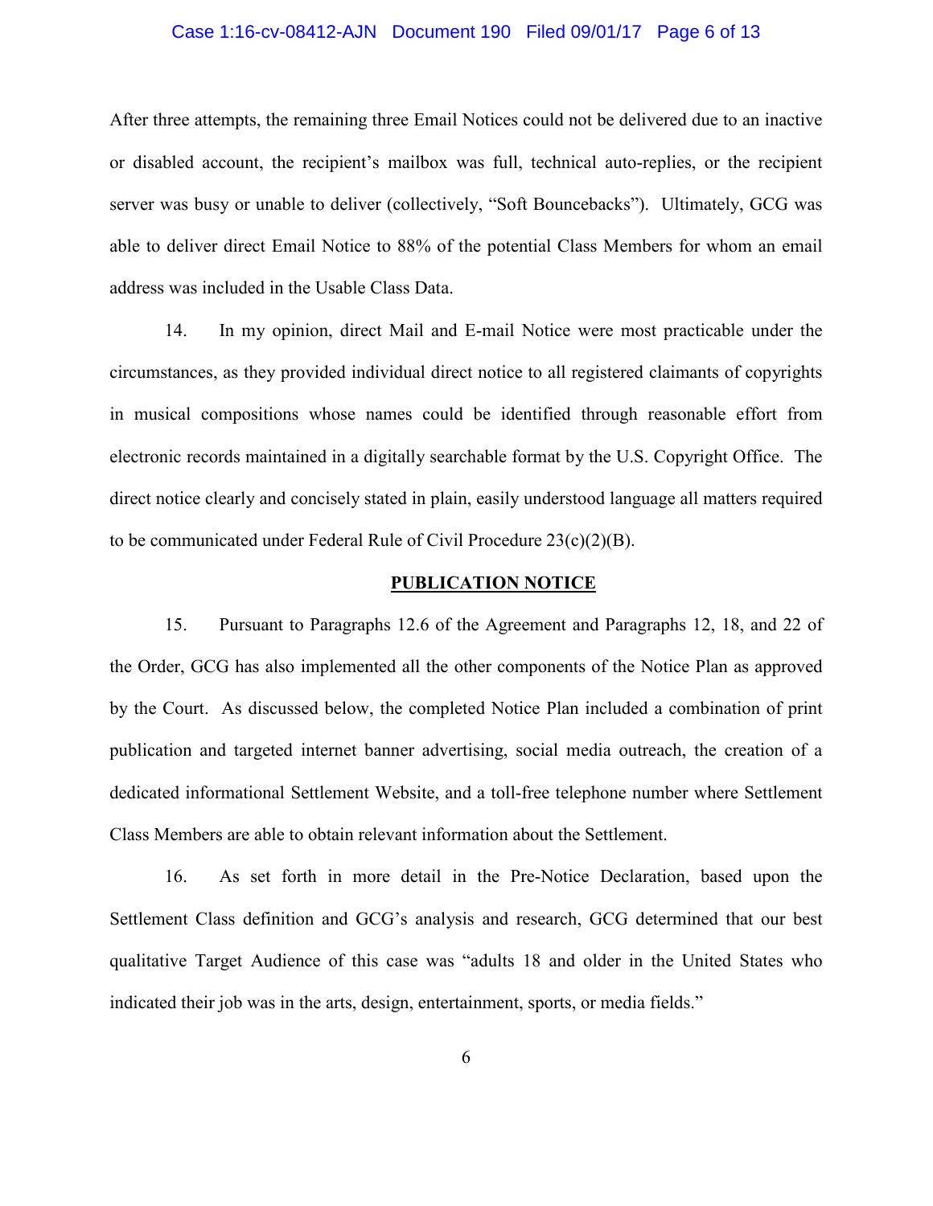After three attempts, the remaining three Email Notices could not be delivered due to an inactive or disabled account, the recipient's mailbox was full, technical auto-replies, or the recipient server was busy or unable to deliver (collectively, "Soft Bouncebacks"). Ultimately, GCG was able to deliver direct Email Notice to 88% of the potential Class Members for whom an email address was included in the Usable Class Data.

14. In my opinion, direct Mail and E-mail Notice were most practicable under the circumstances, as they provided individual direct notice to all registered claimants of copyrights in musical compositions whose names could be identified through reasonable effort from electronic records maintained in a digitally searchable format by the U.S. Copyright Office. The direct notice clearly and concisely stated in plain, easily understood language all matters required to be communicated under Federal Rule of Civil Procedure 23(c)(2)(B).

## PUBLICATION NOTICE

15. Pursuant to Paragraphs 12.6 of the Agreement and Paragraphs 12, 18, and 22 of the Order, GCG has also implemented all the other components of the Notice Plan as approved by the Court. As discussed below, the completed Notice Plan included a combination of print publication and targeted internet banner advertising, social media outreach, the creation of a dedicated informational Settlement Website, and a toll-free telephone number where Settlement Class Members are able to obtain relevant information about the Settlement.

16. As set forth in more detail in the Pre-Notice Declaration, based upon the Settlement Class definition and GCG's analysis and research, GCG determined that our best qualitative Target Audience of this case was "adults 18 and older in the United States who indicated their job was in the arts, design, entertainment, sports, or media fields."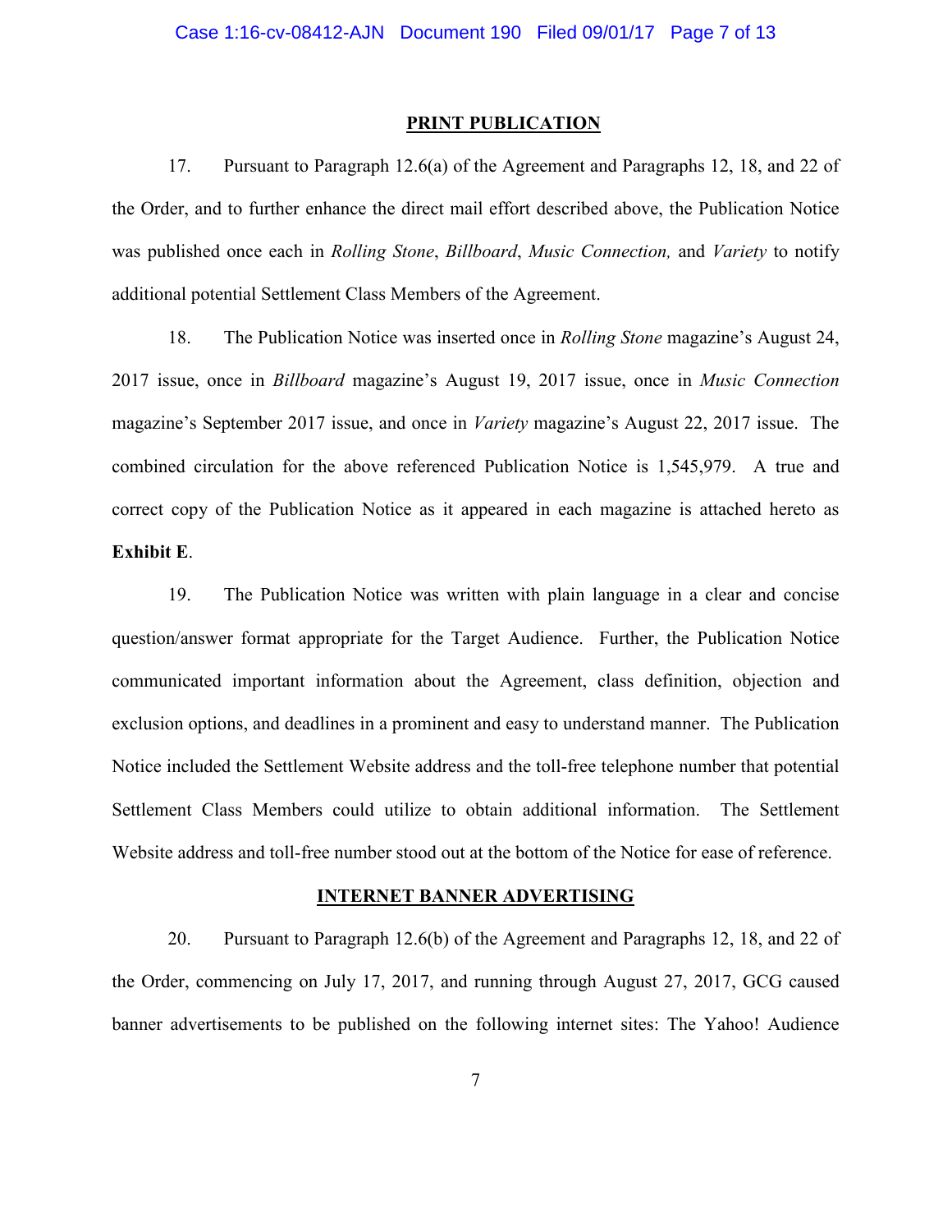## PRINT PUBLICATION

17. Pursuant to Paragraph 12.6(a) of the Agreement and Paragraphs 12, 18, and 22 of the Order, and to further enhance the direct mail effort described above, the Publication Notice was published once each in *Rolling Stone*, *Billboard*, *Music Connection,* and *Variety* to notify additional potential Settlement Class Members of the Agreement.

18. The Publication Notice was inserted once in *Rolling Stone* magazine's August 24, 2017 issue, once in *Billboard* magazine's August 19, 2017 issue, once in *Music Connection* magazine's September 2017 issue, and once in *Variety* magazine's August 22, 2017 issue. The combined circulation for the above referenced Publication Notice is 1,545,979. A true and correct copy of the Publication Notice as it appeared in each magazine is attached hereto as **Exhibit E**.

19. The Publication Notice was written with plain language in a clear and concise question/answer format appropriate for the Target Audience. Further, the Publication Notice communicated important information about the Agreement, class definition, objection and exclusion options, and deadlines in a prominent and easy to understand manner. The Publication Notice included the Settlement Website address and the toll-free telephone number that potential Settlement Class Members could utilize to obtain additional information. The Settlement Website address and toll-free number stood out at the bottom of the Notice for ease of reference.

## INTERNET BANNER ADVERTISING

20. Pursuant to Paragraph 12.6(b) of the Agreement and Paragraphs 12, 18, and 22 of the Order, commencing on July 17, 2017, and running through August 27, 2017, GCG caused banner advertisements to be published on the following internet sites: The Yahoo! Audience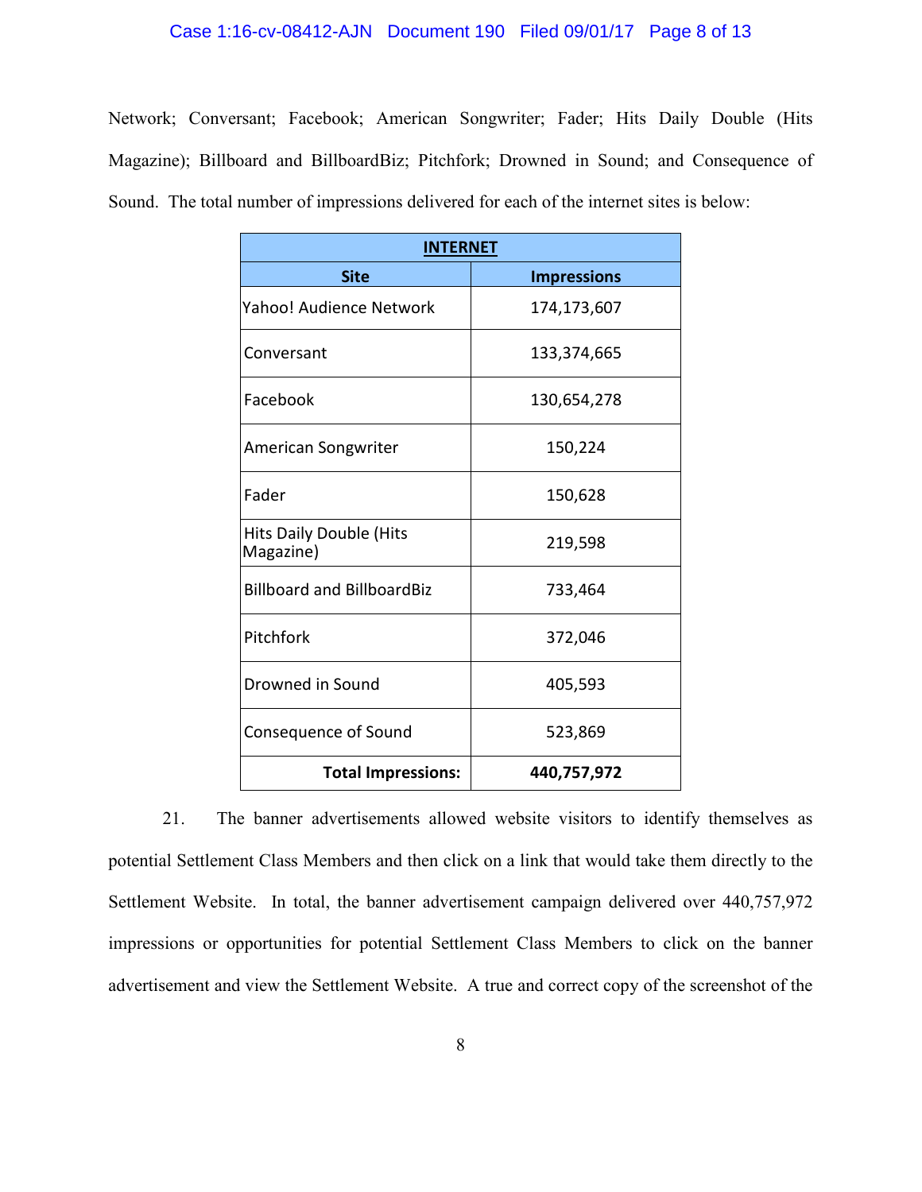Network; Conversant; Facebook; American Songwriter; Fader; Hits Daily Double (Hits Magazine); Billboard and BillboardBiz; Pitchfork; Drowned in Sound; and Consequence of Sound. The total number of impressions delivered for each of the internet sites is below:

| **INTERNET** | |
|---|---|
| **Site** | **Impressions** |
| Yahoo! Audience Network | 174,173,607 |
| Conversant | 133,374,665 |
| Facebook | 130,654,278 |
| American Songwriter | 150,224 |
| Fader | 150,628 |
| Hits Daily Double (Hits Magazine) | 219,598 |
| Billboard and BillboardBiz | 733,464 |
| Pitchfork | 372,046 |
| Drowned in Sound | 405,593 |
| Consequence of Sound | 523,869 |
| **Total Impressions:** | **440,757,972** |

21. The banner advertisements allowed website visitors to identify themselves as potential Settlement Class Members and then click on a link that would take them directly to the Settlement Website. In total, the banner advertisement campaign delivered over 440,757,972 impressions or opportunities for potential Settlement Class Members to click on the banner advertisement and view the Settlement Website. A true and correct copy of the screenshot of the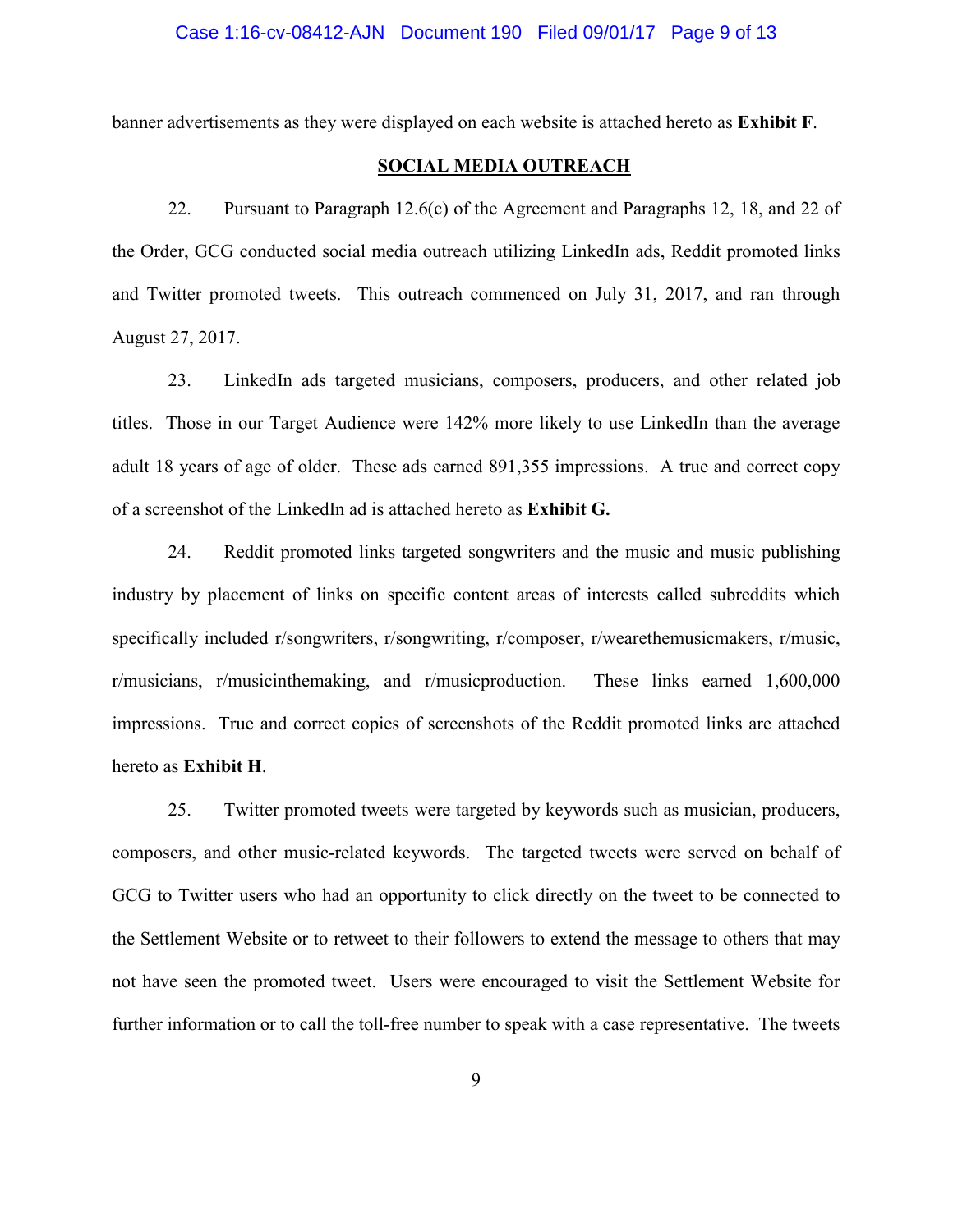banner advertisements as they were displayed on each website is attached hereto as **Exhibit F**.

## SOCIAL MEDIA OUTREACH

22. Pursuant to Paragraph 12.6(c) of the Agreement and Paragraphs 12, 18, and 22 of the Order, GCG conducted social media outreach utilizing LinkedIn ads, Reddit promoted links and Twitter promoted tweets. This outreach commenced on July 31, 2017, and ran through August 27, 2017.

23. LinkedIn ads targeted musicians, composers, producers, and other related job titles. Those in our Target Audience were 142% more likely to use LinkedIn than the average adult 18 years of age of older. These ads earned 891,355 impressions. A true and correct copy of a screenshot of the LinkedIn ad is attached hereto as **Exhibit G.**

24. Reddit promoted links targeted songwriters and the music and music publishing industry by placement of links on specific content areas of interests called subreddits which specifically included r/songwriters, r/songwriting, r/composer, r/wearethemusicmakers, r/music, r/musicians, r/musicinthemaking, and r/musicproduction. These links earned 1,600,000 impressions. True and correct copies of screenshots of the Reddit promoted links are attached hereto as **Exhibit H**.

25. Twitter promoted tweets were targeted by keywords such as musician, producers, composers, and other music-related keywords. The targeted tweets were served on behalf of GCG to Twitter users who had an opportunity to click directly on the tweet to be connected to the Settlement Website or to retweet to their followers to extend the message to others that may not have seen the promoted tweet. Users were encouraged to visit the Settlement Website for further information or to call the toll-free number to speak with a case representative. The tweets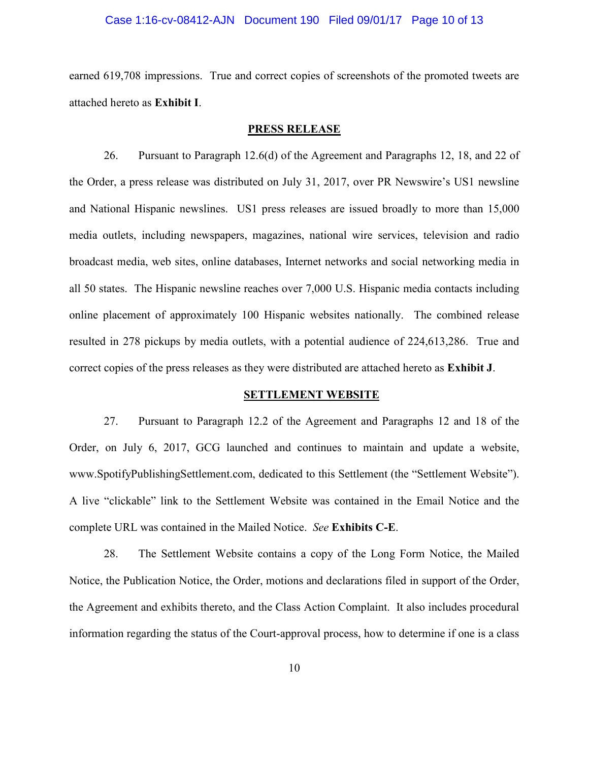earned 619,708 impressions. True and correct copies of screenshots of the promoted tweets are attached hereto as **Exhibit I**.

**PRESS RELEASE**

26. Pursuant to Paragraph 12.6(d) of the Agreement and Paragraphs 12, 18, and 22 of the Order, a press release was distributed on July 31, 2017, over PR Newswire's US1 newsline and National Hispanic newslines. US1 press releases are issued broadly to more than 15,000 media outlets, including newspapers, magazines, national wire services, television and radio broadcast media, web sites, online databases, Internet networks and social networking media in all 50 states. The Hispanic newsline reaches over 7,000 U.S. Hispanic media contacts including online placement of approximately 100 Hispanic websites nationally. The combined release resulted in 278 pickups by media outlets, with a potential audience of 224,613,286. True and correct copies of the press releases as they were distributed are attached hereto as **Exhibit J**.

**SETTLEMENT WEBSITE**

27. Pursuant to Paragraph 12.2 of the Agreement and Paragraphs 12 and 18 of the Order, on July 6, 2017, GCG launched and continues to maintain and update a website, www.SpotifyPublishingSettlement.com, dedicated to this Settlement (the "Settlement Website"). A live "clickable" link to the Settlement Website was contained in the Email Notice and the complete URL was contained in the Mailed Notice. *See* **Exhibits C-E**.

28. The Settlement Website contains a copy of the Long Form Notice, the Mailed Notice, the Publication Notice, the Order, motions and declarations filed in support of the Order, the Agreement and exhibits thereto, and the Class Action Complaint. It also includes procedural information regarding the status of the Court-approval process, how to determine if one is a class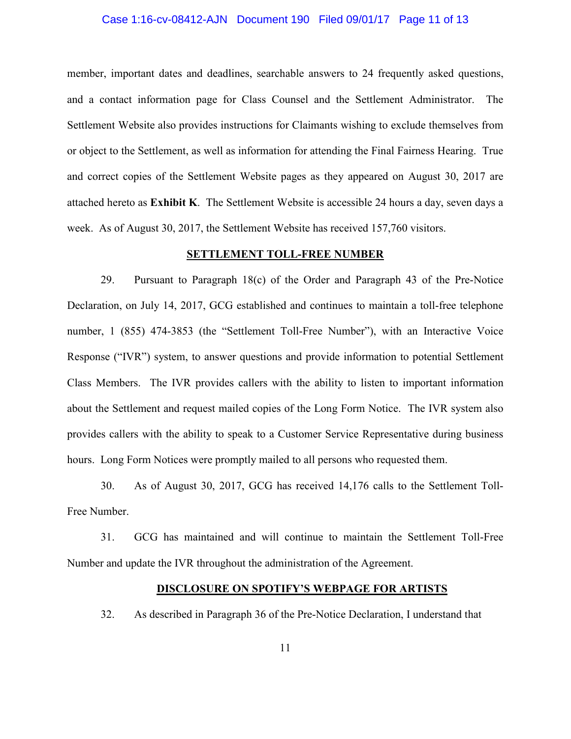member, important dates and deadlines, searchable answers to 24 frequently asked questions, and a contact information page for Class Counsel and the Settlement Administrator. The Settlement Website also provides instructions for Claimants wishing to exclude themselves from or object to the Settlement, as well as information for attending the Final Fairness Hearing. True and correct copies of the Settlement Website pages as they appeared on August 30, 2017 are attached hereto as **Exhibit K**. The Settlement Website is accessible 24 hours a day, seven days a week. As of August 30, 2017, the Settlement Website has received 157,760 visitors.

## SETTLEMENT TOLL-FREE NUMBER

29. Pursuant to Paragraph 18(c) of the Order and Paragraph 43 of the Pre-Notice Declaration, on July 14, 2017, GCG established and continues to maintain a toll-free telephone number, 1 (855) 474-3853 (the "Settlement Toll-Free Number"), with an Interactive Voice Response ("IVR") system, to answer questions and provide information to potential Settlement Class Members. The IVR provides callers with the ability to listen to important information about the Settlement and request mailed copies of the Long Form Notice. The IVR system also provides callers with the ability to speak to a Customer Service Representative during business hours. Long Form Notices were promptly mailed to all persons who requested them.

30. As of August 30, 2017, GCG has received 14,176 calls to the Settlement Toll-Free Number.

31. GCG has maintained and will continue to maintain the Settlement Toll-Free Number and update the IVR throughout the administration of the Agreement.

## DISCLOSURE ON SPOTIFY'S WEBPAGE FOR ARTISTS

32. As described in Paragraph 36 of the Pre-Notice Declaration, I understand that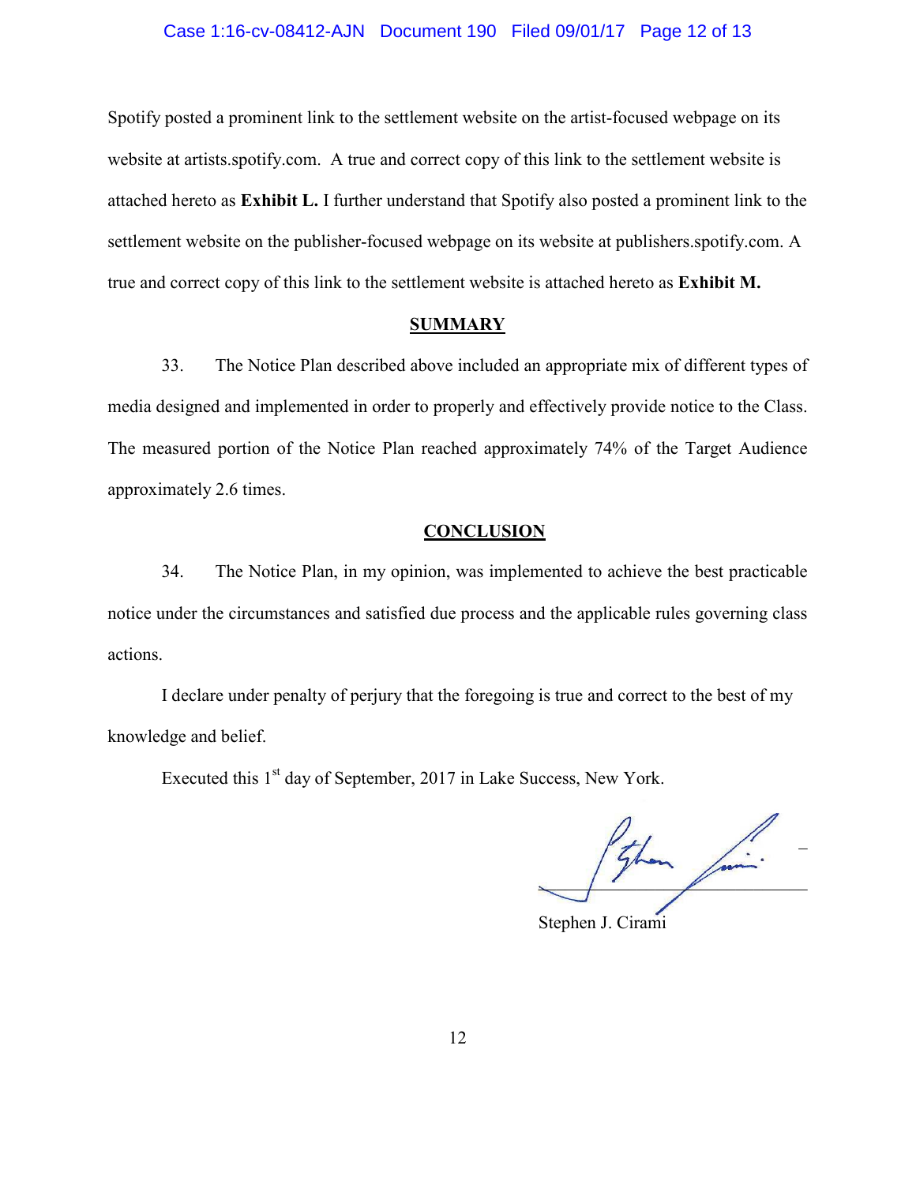Spotify posted a prominent link to the settlement website on the artist-focused webpage on its website at artists.spotify.com. A true and correct copy of this link to the settlement website is attached hereto as **Exhibit L.** I further understand that Spotify also posted a prominent link to the settlement website on the publisher-focused webpage on its website at publishers.spotify.com. A true and correct copy of this link to the settlement website is attached hereto as **Exhibit M.**

## SUMMARY

33. The Notice Plan described above included an appropriate mix of different types of media designed and implemented in order to properly and effectively provide notice to the Class. The measured portion of the Notice Plan reached approximately 74% of the Target Audience approximately 2.6 times.

## CONCLUSION

34. The Notice Plan, in my opinion, was implemented to achieve the best practicable notice under the circumstances and satisfied due process and the applicable rules governing class actions.

I declare under penalty of perjury that the foregoing is true and correct to the best of my knowledge and belief.

Executed this 1st day of September, 2017 in Lake Success, New York.

Stephen J. Cirami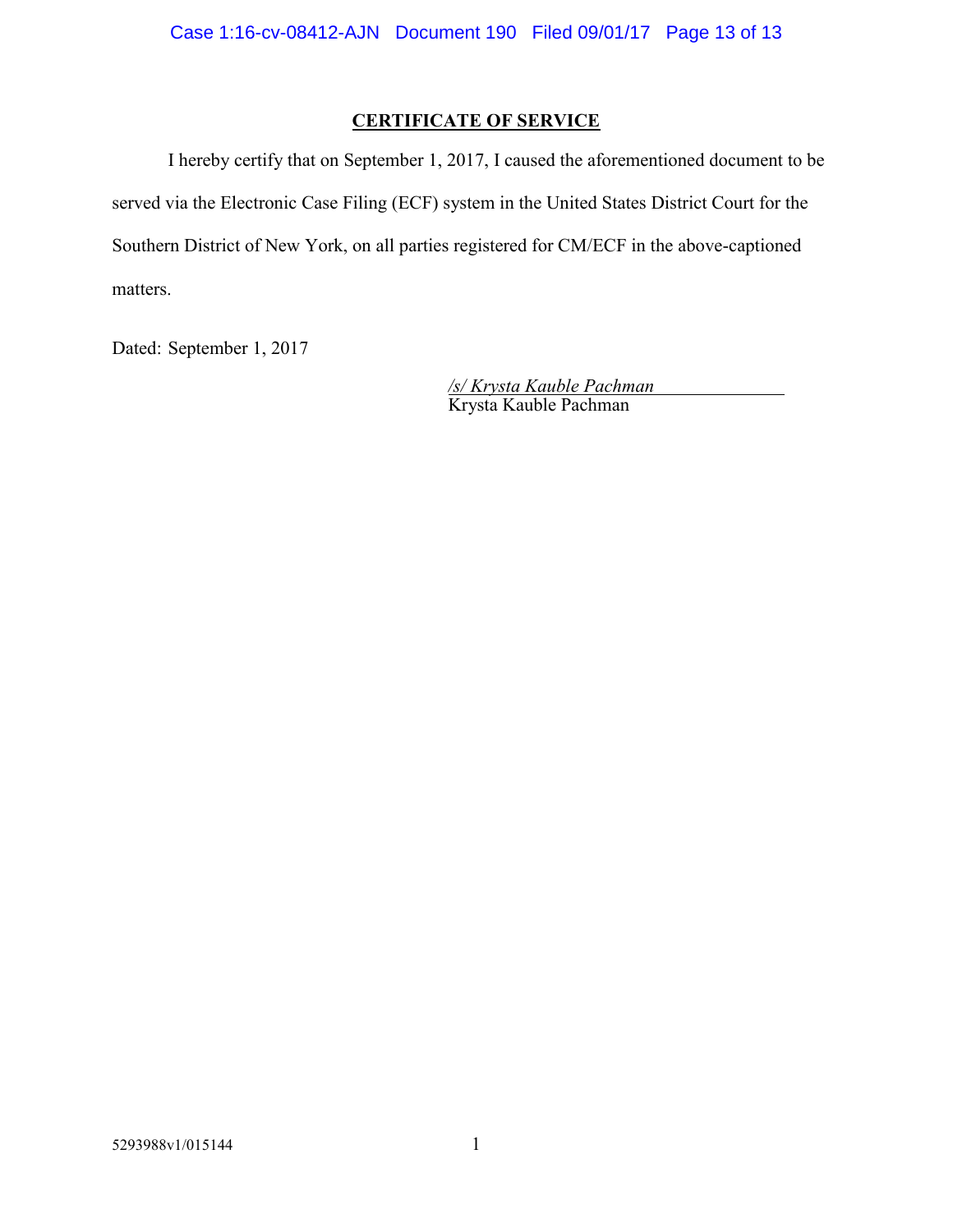# CERTIFICATE OF SERVICE

I hereby certify that on September 1, 2017, I caused the aforementioned document to be served via the Electronic Case Filing (ECF) system in the United States District Court for the Southern District of New York, on all parties registered for CM/ECF in the above-captioned matters.

Dated: September 1, 2017

*/s/ Krysta Kauble Pachman*
Krysta Kauble Pachman

5293988v1/015144